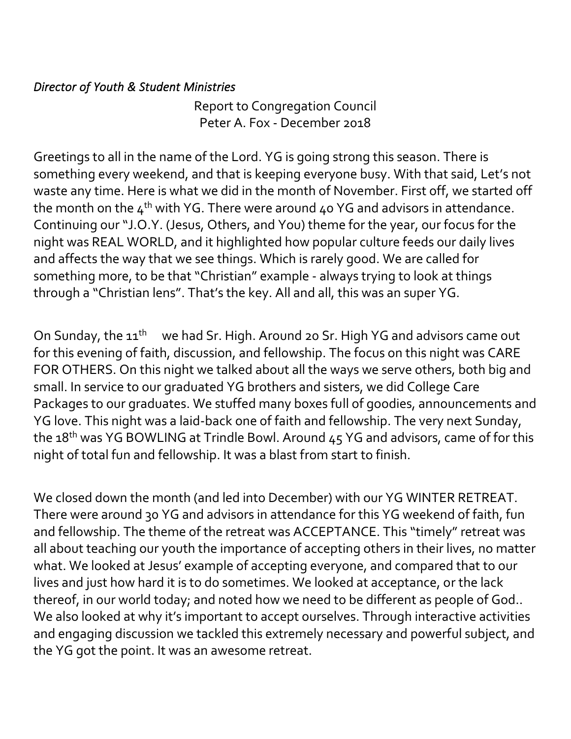*Director of Youth & Student Ministries*

Report to Congregation Council
Peter A. Fox - December 2018

Greetings to all in the name of the Lord. YG is going strong this season. There is something every weekend, and that is keeping everyone busy. With that said, Let's not waste any time. Here is what we did in the month of November. First off, we started off the month on the 4th with YG. There were around 40 YG and advisors in attendance. Continuing our "J.O.Y. (Jesus, Others, and You) theme for the year, our focus for the night was REAL WORLD, and it highlighted how popular culture feeds our daily lives and affects the way that we see things. Which is rarely good. We are called for something more, to be that "Christian" example - always trying to look at things through a "Christian lens". That's the key. All and all, this was an super YG.

On Sunday, the 11th we had Sr. High. Around 20 Sr. High YG and advisors came out for this evening of faith, discussion, and fellowship. The focus on this night was CARE FOR OTHERS. On this night we talked about all the ways we serve others, both big and small. In service to our graduated YG brothers and sisters, we did College Care Packages to our graduates. We stuffed many boxes full of goodies, announcements and YG love. This night was a laid-back one of faith and fellowship. The very next Sunday, the 18th was YG BOWLING at Trindle Bowl. Around 45 YG and advisors, came of for this night of total fun and fellowship. It was a blast from start to finish.

We closed down the month (and led into December) with our YG WINTER RETREAT. There were around 30 YG and advisors in attendance for this YG weekend of faith, fun and fellowship. The theme of the retreat was ACCEPTANCE. This "timely" retreat was all about teaching our youth the importance of accepting others in their lives, no matter what. We looked at Jesus' example of accepting everyone, and compared that to our lives and just how hard it is to do sometimes. We looked at acceptance, or the lack thereof, in our world today; and noted how we need to be different as people of God.. We also looked at why it's important to accept ourselves. Through interactive activities and engaging discussion we tackled this extremely necessary and powerful subject, and the YG got the point. It was an awesome retreat.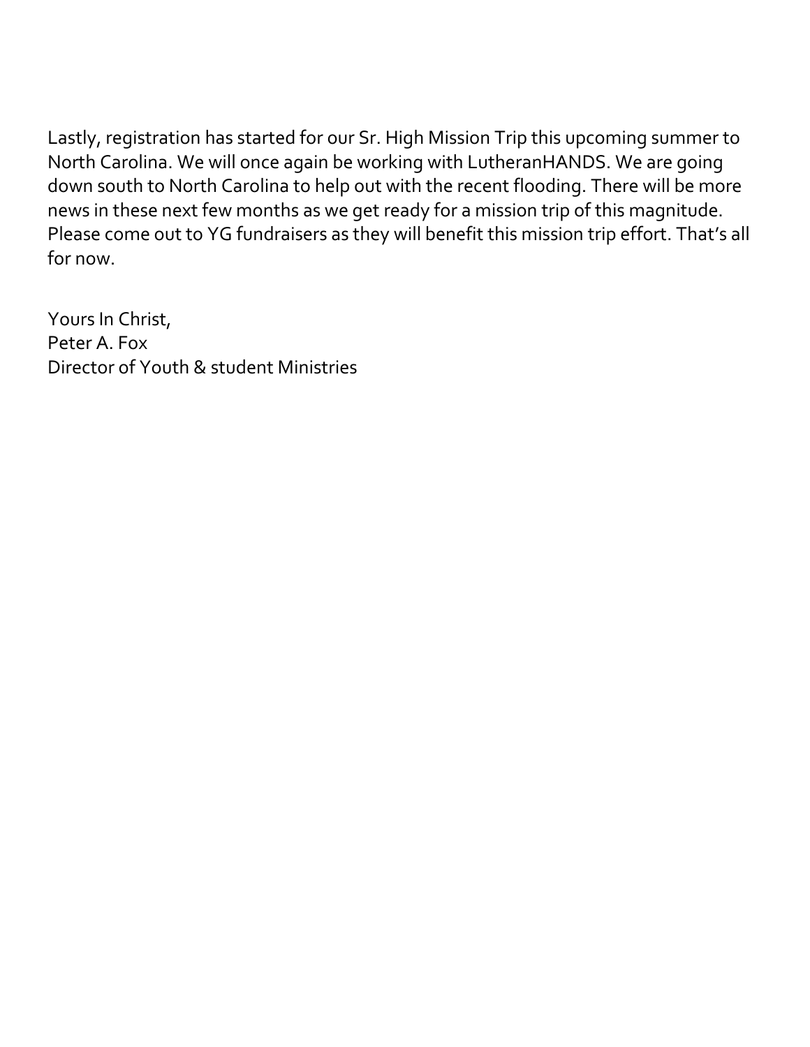Lastly, registration has started for our Sr. High Mission Trip this upcoming summer to North Carolina. We will once again be working with LutheranHANDS. We are going down south to North Carolina to help out with the recent flooding. There will be more news in these next few months as we get ready for a mission trip of this magnitude. Please come out to YG fundraisers as they will benefit this mission trip effort. That's all for now.

Yours In Christ,
Peter A. Fox
Director of Youth & student Ministries